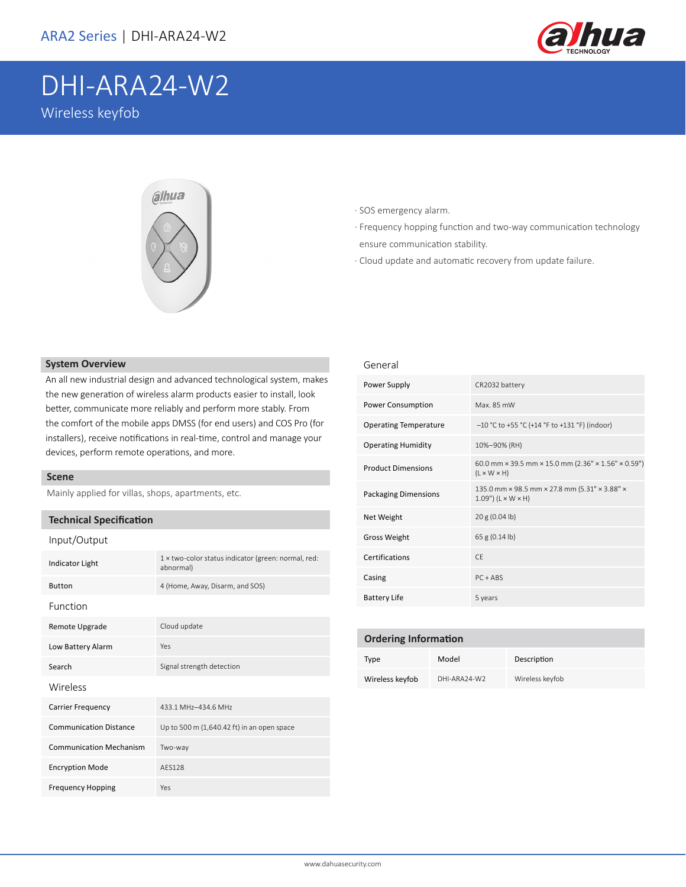# DHI-ARA24-W2

Wireless keyfob

· SOS emergency alarm.

· Frequency hopping function and two-way communication technology ensure communication stability.

· Cloud update and automatic recovery from update failure.

## System Overview

An all new industrial design and advanced technological system, makes the new generation of wireless alarm products easier to install, look better, communicate more reliably and perform more stably. From the comfort of the mobile apps DMSS (for end users) and COS Pro (for installers), receive notifications in real-time, control and manage your devices, perform remote operations, and more.

## Scene

Mainly applied for villas, shops, apartments, etc.

## Technical Specification

### Input/Output

| | |
|---|---|
| Indicator Light | 1 × two-color status indicator (green: normal, red: abnormal) |
| Button | 4 (Home, Away, Disarm, and SOS) |

### Function

| | |
|---|---|
| Remote Upgrade | Cloud update |
| Low Battery Alarm | Yes |
| Search | Signal strength detection |

### Wireless

| | |
|---|---|
| Carrier Frequency | 433.1 MHz–434.6 MHz |
| Communication Distance | Up to 500 m (1,640.42 ft) in an open space |
| Communication Mechanism | Two-way |
| Encryption Mode | AES128 |
| Frequency Hopping | Yes |

### General

| | |
|---|---|
| Power Supply | CR2032 battery |
| Power Consumption | Max. 85 mW |
| Operating Temperature | –10 °C to +55 °C (+14 °F to +131 °F) (indoor) |
| Operating Humidity | 10%–90% (RH) |
| Product Dimensions | 60.0 mm × 39.5 mm × 15.0 mm (2.36" × 1.56" × 0.59") (L × W × H) |
| Packaging Dimensions | 135.0 mm × 98.5 mm × 27.8 mm (5.31" × 3.88" × 1.09") (L × W × H) |
| Net Weight | 20 g (0.04 lb) |
| Gross Weight | 65 g (0.14 lb) |
| Certifications | CE |
| Casing | PC + ABS |
| Battery Life | 5 years |

## Ordering Information

| Type | Model | Description |
|---|---|---|
| Wireless keyfob | DHI-ARA24-W2 | Wireless keyfob |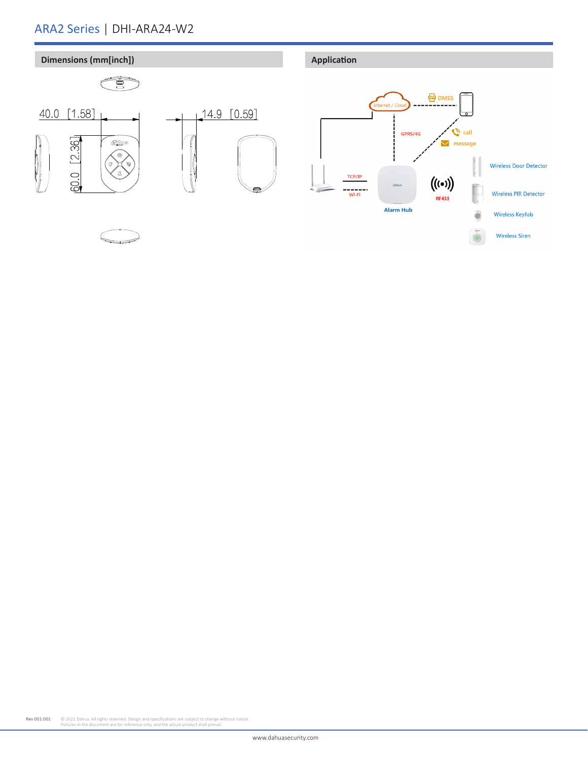## Dimensions (mm[inch])

40.0 [1.58]

60.0 [2.36]

14.9 [0.59]

## Application

Internet / Cloud

DMSS

GPRS/4G

call

message

TCP/IP

Wi-Fi

Alarm Hub

RF433

Wireless Door Detector

Wireless PIR Detector

Wireless Keyfob

Wireless Siren

Rev 001.001

© 2021 Dahua. All rights reserved. Design and specifications are subject to change without notice.
Pictures in the document are for reference only, and the actual product shall prevail.

www.dahuasecurity.com